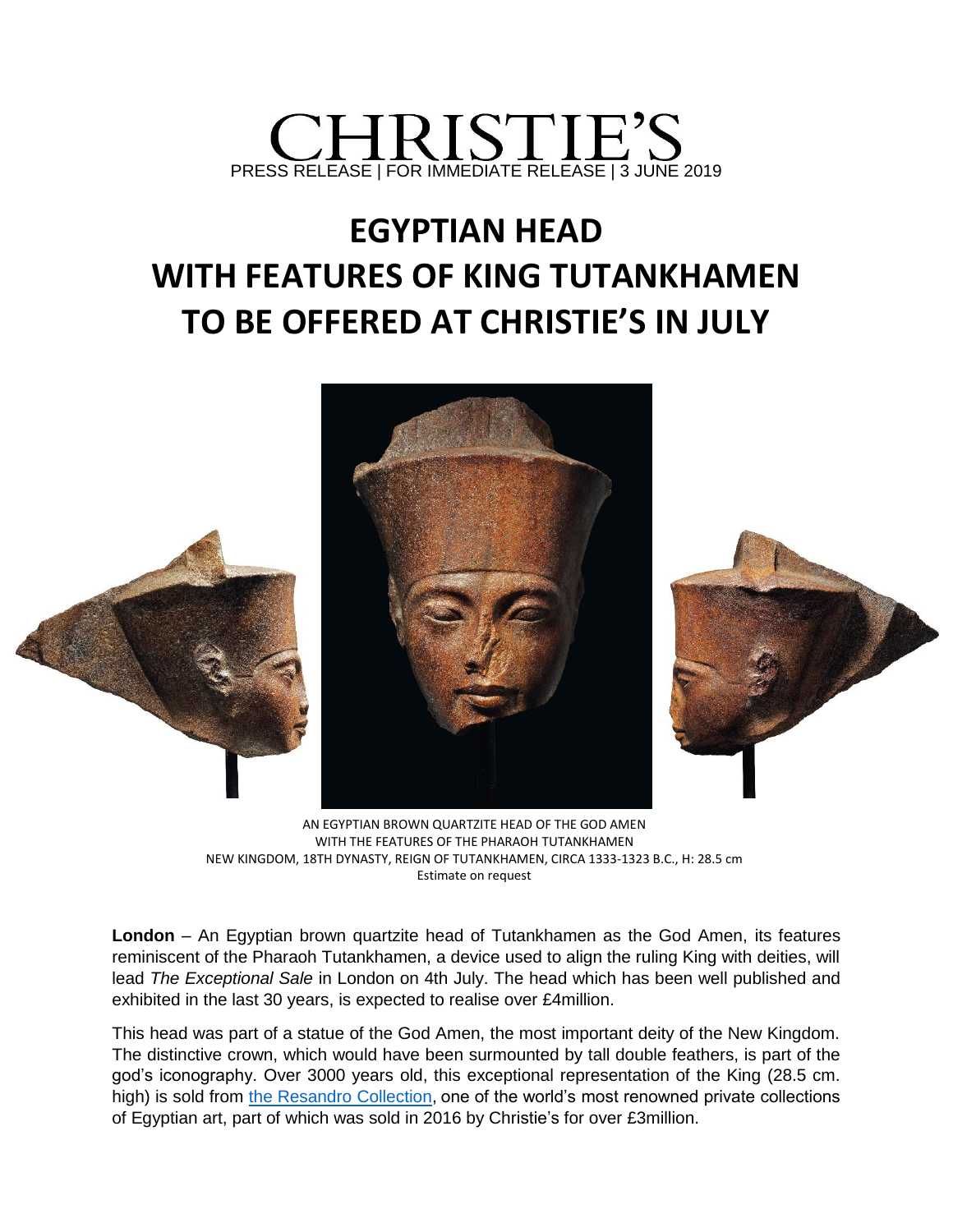CHRISTIE'S

PRESS RELEASE | FOR IMMEDIATE RELEASE | 3 JUNE 2019

# EGYPTIAN HEAD WITH FEATURES OF KING TUTANKHAMEN TO BE OFFERED AT CHRISTIE'S IN JULY

AN EGYPTIAN BROWN QUARTZITE HEAD OF THE GOD AMEN
WITH THE FEATURES OF THE PHARAOH TUTANKHAMEN
NEW KINGDOM, 18TH DYNASTY, REIGN OF TUTANKHAMEN, CIRCA 1333-1323 B.C., H: 28.5 cm
Estimate on request

**London** – An Egyptian brown quartzite head of Tutankhamen as the God Amen, its features reminiscent of the Pharaoh Tutankhamen, a device used to align the ruling King with deities, will lead *The Exceptional Sale* in London on 4th July. The head which has been well published and exhibited in the last 30 years, is expected to realise over £4million.

This head was part of a statue of the God Amen, the most important deity of the New Kingdom. The distinctive crown, which would have been surmounted by tall double feathers, is part of the god's iconography. Over 3000 years old, this exceptional representation of the King (28.5 cm. high) is sold from the Resandro Collection, one of the world's most renowned private collections of Egyptian art, part of which was sold in 2016 by Christie's for over £3million.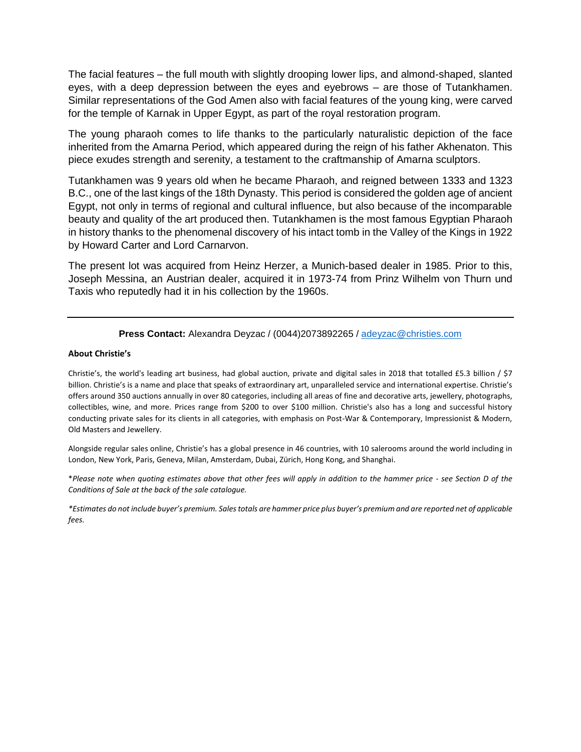The facial features – the full mouth with slightly drooping lower lips, and almond-shaped, slanted eyes, with a deep depression between the eyes and eyebrows – are those of Tutankhamen. Similar representations of the God Amen also with facial features of the young king, were carved for the temple of Karnak in Upper Egypt, as part of the royal restoration program.

The young pharaoh comes to life thanks to the particularly naturalistic depiction of the face inherited from the Amarna Period, which appeared during the reign of his father Akhenaton. This piece exudes strength and serenity, a testament to the craftmanship of Amarna sculptors.

Tutankhamen was 9 years old when he became Pharaoh, and reigned between 1333 and 1323 B.C., one of the last kings of the 18th Dynasty. This period is considered the golden age of ancient Egypt, not only in terms of regional and cultural influence, but also because of the incomparable beauty and quality of the art produced then. Tutankhamen is the most famous Egyptian Pharaoh in history thanks to the phenomenal discovery of his intact tomb in the Valley of the Kings in 1922 by Howard Carter and Lord Carnarvon.

The present lot was acquired from Heinz Herzer, a Munich-based dealer in 1985. Prior to this, Joseph Messina, an Austrian dealer, acquired it in 1973-74 from Prinz Wilhelm von Thurn und Taxis who reputedly had it in his collection by the 1960s.

---

**Press Contact:** Alexandra Deyzac / (0044)2073892265 / adeyzac@christies.com

**About Christie's**

Christie's, the world's leading art business, had global auction, private and digital sales in 2018 that totalled £5.3 billion / $7 billion. Christie's is a name and place that speaks of extraordinary art, unparalleled service and international expertise. Christie's offers around 350 auctions annually in over 80 categories, including all areas of fine and decorative arts, jewellery, photographs, collectibles, wine, and more. Prices range from $200 to over $100 million. Christie's also has a long and successful history conducting private sales for its clients in all categories, with emphasis on Post-War & Contemporary, Impressionist & Modern, Old Masters and Jewellery.

Alongside regular sales online, Christie's has a global presence in 46 countries, with 10 salerooms around the world including in London, New York, Paris, Geneva, Milan, Amsterdam, Dubai, Zürich, Hong Kong, and Shanghai.

\**Please note when quoting estimates above that other fees will apply in addition to the hammer price - see Section D of the Conditions of Sale at the back of the sale catalogue.*

**Estimates do not include buyer's premium. Sales totals are hammer price plus buyer's premium and are reported net of applicable fees.*